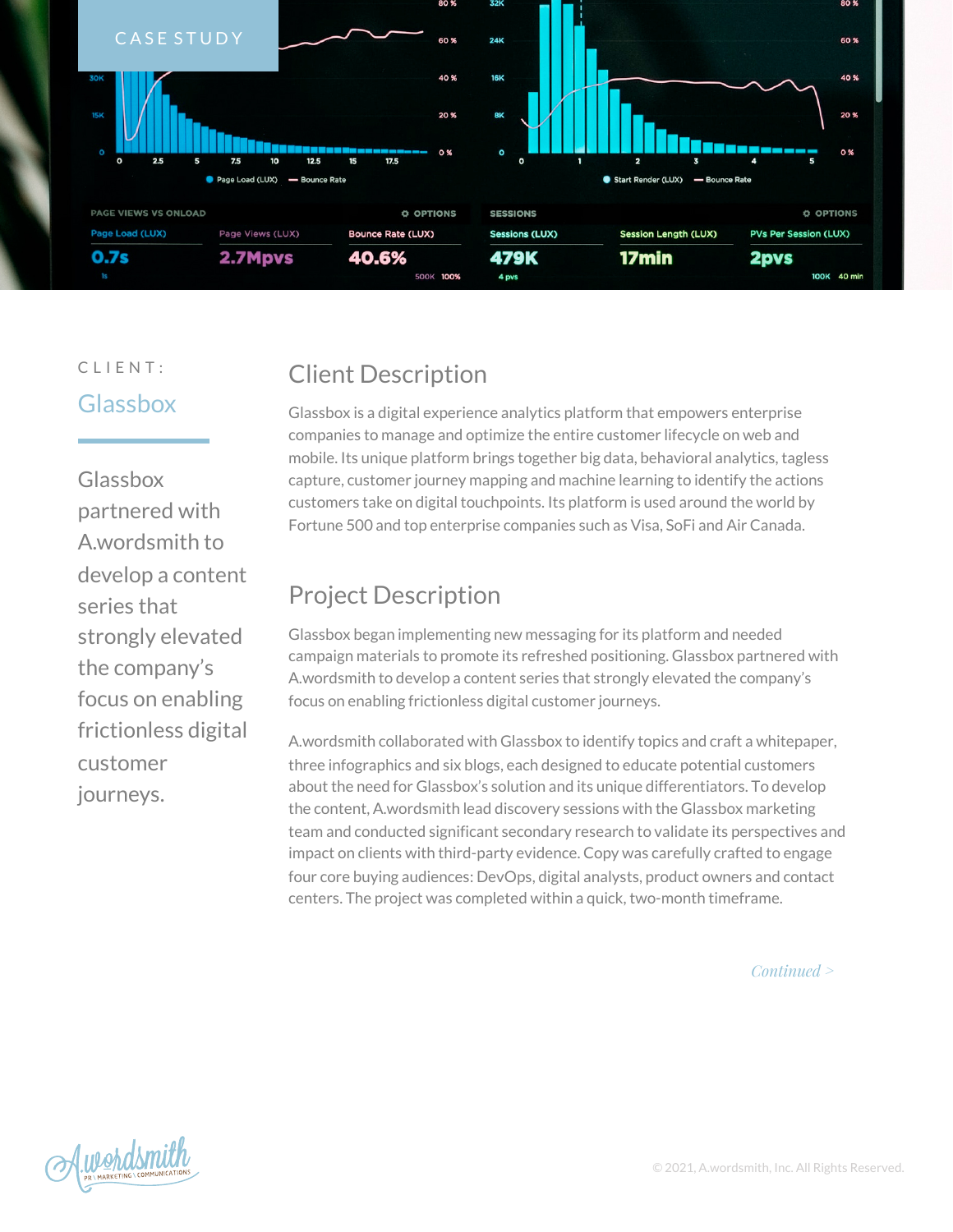CASE STUDY

CLIENT:

## Glassbox

Glassbox partnered with A.wordsmith to develop a content series that strongly elevated the company's focus on enabling frictionless digital customer journeys.

## Client Description

Glassbox is a digital experience analytics platform that empowers enterprise companies to manage and optimize the entire customer lifecycle on web and mobile. Its unique platform brings together big data, behavioral analytics, tagless capture, customer journey mapping and machine learning to identify the actions customers take on digital touchpoints. Its platform is used around the world by Fortune 500 and top enterprise companies such as Visa, SoFi and Air Canada.

## Project Description

Glassbox began implementing new messaging for its platform and needed campaign materials to promote its refreshed positioning. Glassbox partnered with A.wordsmith to develop a content series that strongly elevated the company's focus on enabling frictionless digital customer journeys.

A.wordsmith collaborated with Glassbox to identify topics and craft a whitepaper, three infographics and six blogs, each designed to educate potential customers about the need for Glassbox's solution and its unique differentiators. To develop the content, A.wordsmith lead discovery sessions with the Glassbox marketing team and conducted significant secondary research to validate its perspectives and impact on clients with third-party evidence. Copy was carefully crafted to engage four core buying audiences: DevOps, digital analysts, product owners and contact centers. The project was completed within a quick, two-month timeframe.

*Continued >*

© 2021, A.wordsmith, Inc. All Rights Reserved.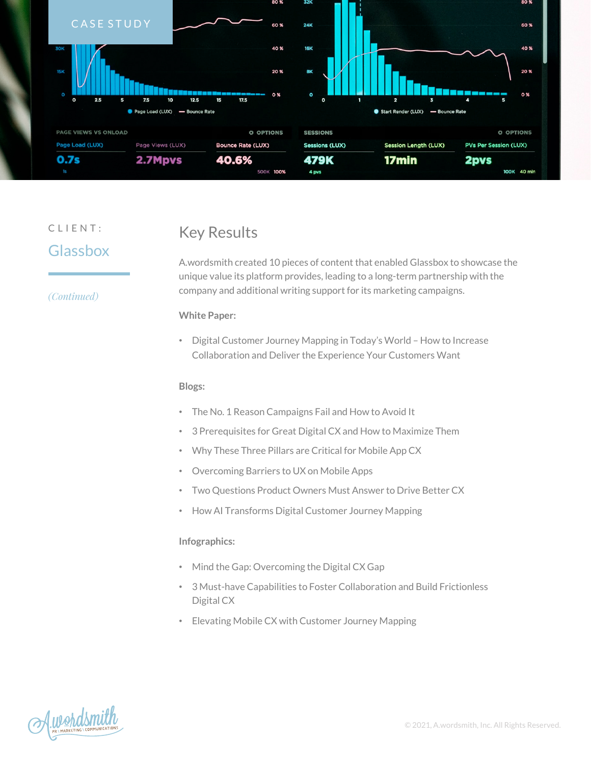CASE STUDY

CLIENT:

Glassbox

*(Continued)*

## Key Results

A.wordsmith created 10 pieces of content that enabled Glassbox to showcase the unique value its platform provides, leading to a long-term partnership with the company and additional writing support for its marketing campaigns.

**White Paper:**

- Digital Customer Journey Mapping in Today's World – How to Increase Collaboration and Deliver the Experience Your Customers Want

**Blogs:**

- The No. 1 Reason Campaigns Fail and How to Avoid It
- 3 Prerequisites for Great Digital CX and How to Maximize Them
- Why These Three Pillars are Critical for Mobile App CX
- Overcoming Barriers to UX on Mobile Apps
- Two Questions Product Owners Must Answer to Drive Better CX
- How AI Transforms Digital Customer Journey Mapping

**Infographics:**

- Mind the Gap: Overcoming the Digital CX Gap
- 3 Must-have Capabilities to Foster Collaboration and Build Frictionless Digital CX
- Elevating Mobile CX with Customer Journey Mapping

© 2021, A.wordsmith, Inc. All Rights Reserved.